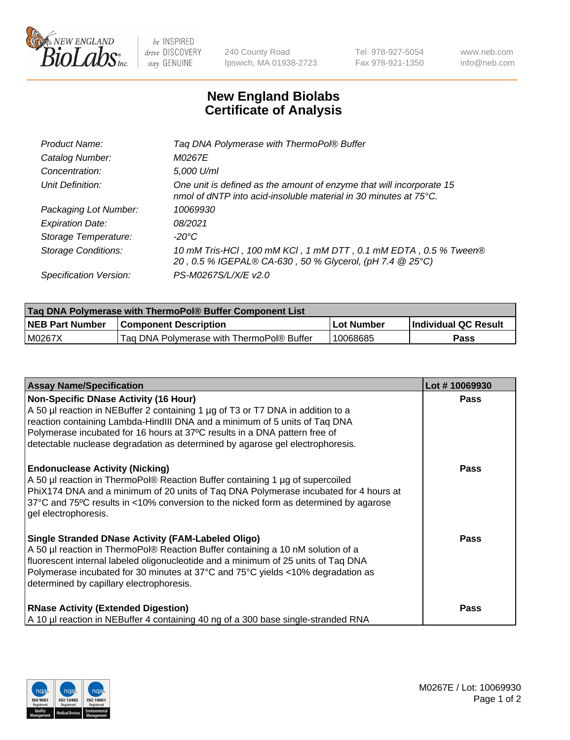# New England Biolabs
## Certificate of Analysis

| | |
|---|---|
| *Product Name:* | *Taq DNA Polymerase with ThermoPol® Buffer* |
| *Catalog Number:* | *M0267E* |
| *Concentration:* | *5,000 U/ml* |
| *Unit Definition:* | *One unit is defined as the amount of enzyme that will incorporate 15 nmol of dNTP into acid-insoluble material in 30 minutes at 75°C.* |
| *Packaging Lot Number:* | *10069930* |
| *Expiration Date:* | *08/2021* |
| *Storage Temperature:* | *-20°C* |
| *Storage Conditions:* | *10 mM Tris-HCl , 100 mM KCl , 1 mM DTT , 0.1 mM EDTA , 0.5 % Tween® 20 , 0.5 % IGEPAL® CA-630 , 50 % Glycerol, (pH 7.4 @ 25°C)* |
| *Specification Version:* | *PS-M0267S/L/X/E v2.0* |

| Taq DNA Polymerase with ThermoPol® Buffer Component List | | | |
|---|---|---|---|
| **NEB Part Number** | **Component Description** | **Lot Number** | **Individual QC Result** |
| M0267X | Taq DNA Polymerase with ThermoPol® Buffer | 10068685 | **Pass** |

| Assay Name/Specification | Lot # 10069930 |
|---|---|
| **Non-Specific DNase Activity (16 Hour)**<br>A 50 µl reaction in NEBuffer 2 containing 1 µg of T3 or T7 DNA in addition to a reaction containing Lambda-HindIII DNA and a minimum of 5 units of Taq DNA Polymerase incubated for 16 hours at 37ºC results in a DNA pattern free of detectable nuclease degradation as determined by agarose gel electrophoresis. | **Pass** |
| **Endonuclease Activity (Nicking)**<br>A 50 µl reaction in ThermoPol® Reaction Buffer containing 1 µg of supercoiled PhiX174 DNA and a minimum of 20 units of Taq DNA Polymerase incubated for 4 hours at 37°C and 75ºC results in <10% conversion to the nicked form as determined by agarose gel electrophoresis. | **Pass** |
| **Single Stranded DNase Activity (FAM-Labeled Oligo)**<br>A 50 µl reaction in ThermoPol® Reaction Buffer containing a 10 nM solution of a fluorescent internal labeled oligonucleotide and a minimum of 25 units of Taq DNA Polymerase incubated for 30 minutes at 37°C and 75°C yields <10% degradation as determined by capillary electrophoresis. | **Pass** |
| **RNase Activity (Extended Digestion)**<br>A 10 µl reaction in NEBuffer 4 containing 40 ng of a 300 base single-stranded RNA | **Pass** |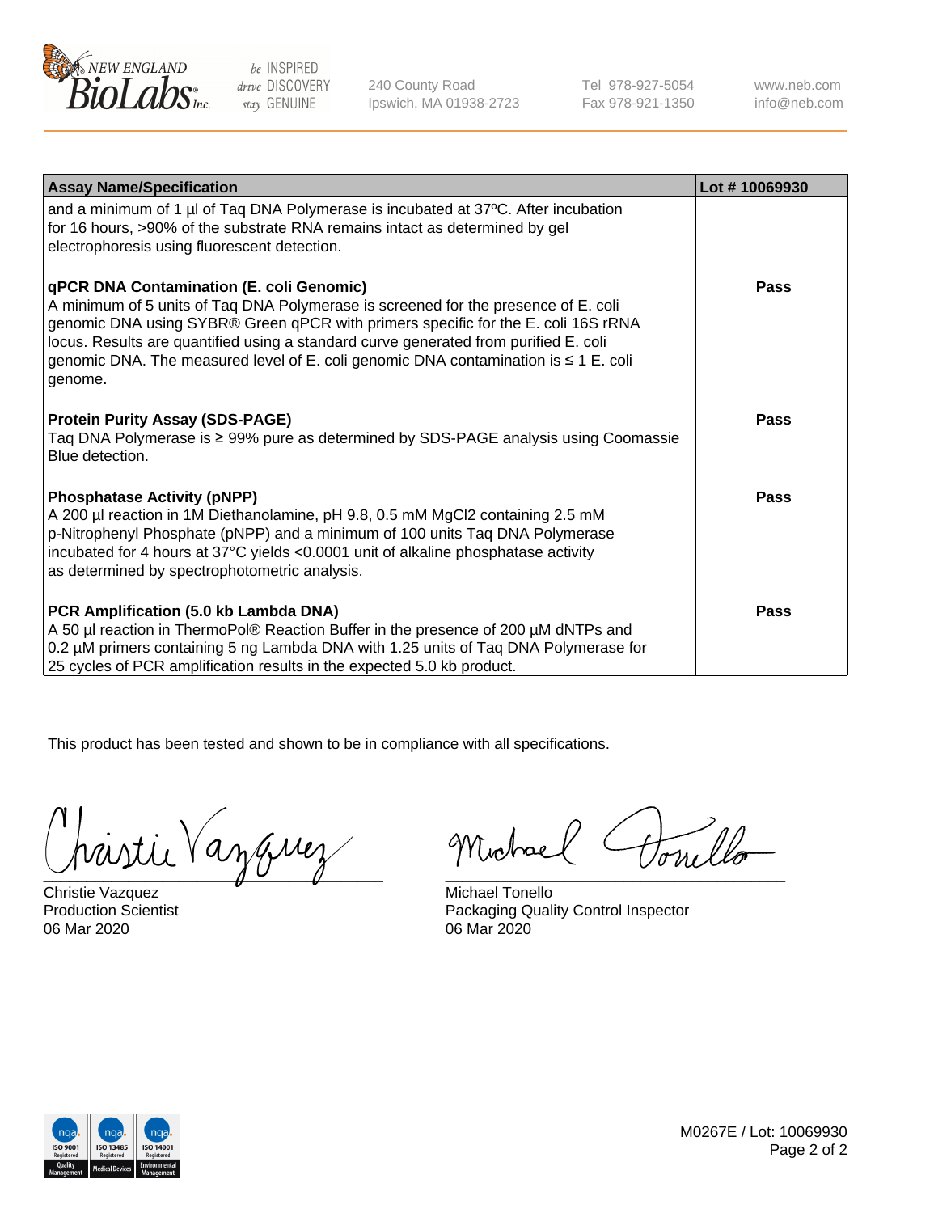| Assay Name/Specification | Lot # 10069930 |
| --- | --- |
| and a minimum of 1 µl of Taq DNA Polymerase is incubated at 37ºC. After incubation for 16 hours, >90% of the substrate RNA remains intact as determined by gel electrophoresis using fluorescent detection. | |
| **qPCR DNA Contamination (E. coli Genomic)**<br>A minimum of 5 units of Taq DNA Polymerase is screened for the presence of E. coli genomic DNA using SYBR® Green qPCR with primers specific for the E. coli 16S rRNA locus. Results are quantified using a standard curve generated from purified E. coli genomic DNA. The measured level of E. coli genomic DNA contamination is ≤ 1 E. coli genome. | **Pass** |
| **Protein Purity Assay (SDS-PAGE)**<br>Taq DNA Polymerase is ≥ 99% pure as determined by SDS-PAGE analysis using Coomassie Blue detection. | **Pass** |
| **Phosphatase Activity (pNPP)**<br>A 200 µl reaction in 1M Diethanolamine, pH 9.8, 0.5 mM $MgCl_2$ containing 2.5 mM p-Nitrophenyl Phosphate (pNPP) and a minimum of 100 units Taq DNA Polymerase incubated for 4 hours at 37°C yields <0.0001 unit of alkaline phosphatase activity as determined by spectrophotometric analysis. | **Pass** |
| **PCR Amplification (5.0 kb Lambda DNA)**<br>A 50 µl reaction in ThermoPol® Reaction Buffer in the presence of 200 µM dNTPs and 0.2 µM primers containing 5 ng Lambda DNA with 1.25 units of Taq DNA Polymerase for 25 cycles of PCR amplification results in the expected 5.0 kb product. | **Pass** |

This product has been tested and shown to be in compliance with all specifications.

Christie Vazquez
Production Scientist
06 Mar 2020

Michael Tonello
Packaging Quality Control Inspector
06 Mar 2020

M0267E / Lot: 10069930